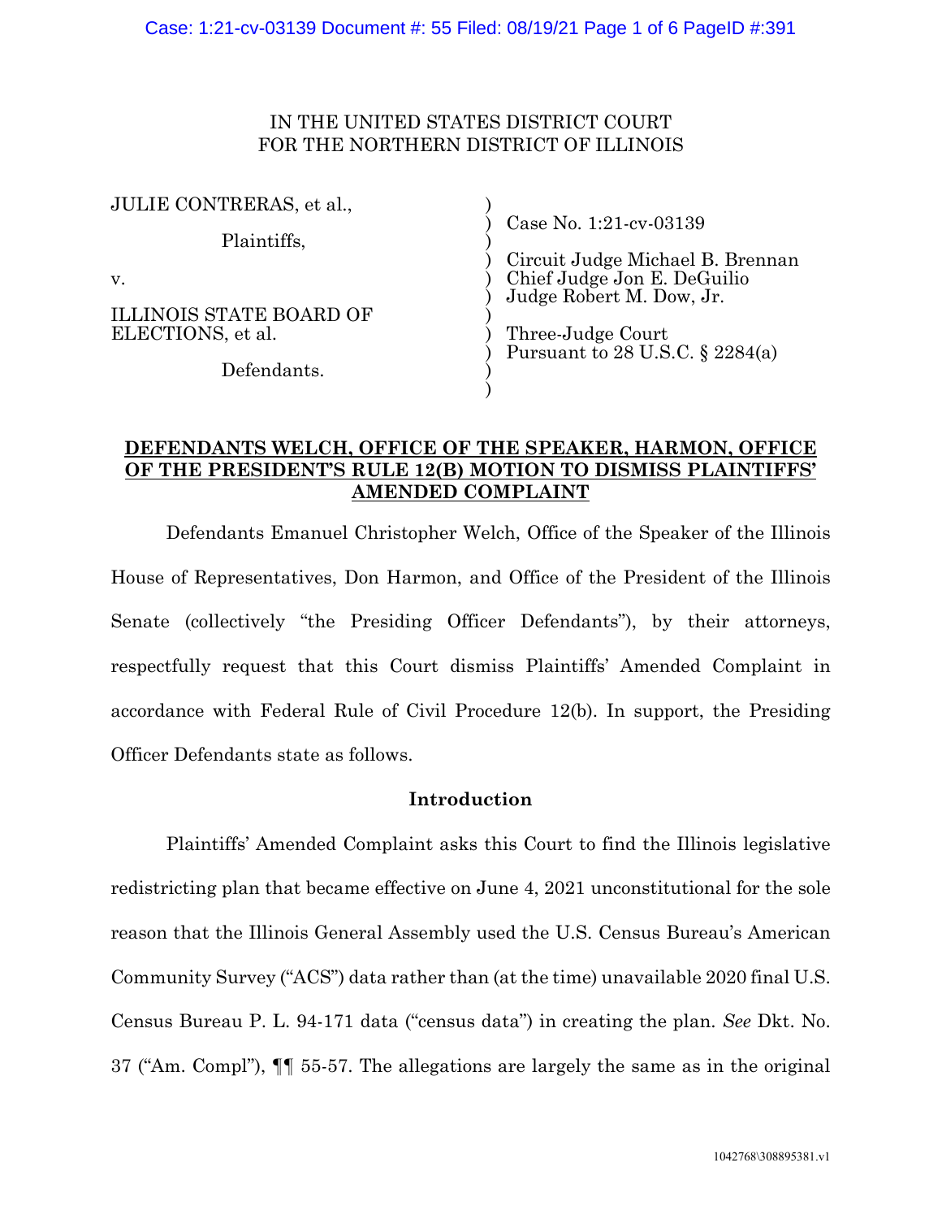IN THE UNITED STATES DISTRICT COURT
FOR THE NORTHERN DISTRICT OF ILLINOIS

| | |
|---|---|
| JULIE CONTRERAS, et al., | Case No. 1:21-cv-03139 |
| Plaintiffs, | |
| v. | Circuit Judge Michael B. Brennan<br>Chief Judge Jon E. DeGuilio<br>Judge Robert M. Dow, Jr. |
| ILLINOIS STATE BOARD OF ELECTIONS, et al. | Three-Judge Court<br>Pursuant to 28 U.S.C. § 2284(a) |
| Defendants. | |

**DEFENDANTS WELCH, OFFICE OF THE SPEAKER, HARMON, OFFICE OF THE PRESIDENT'S RULE 12(B) MOTION TO DISMISS PLAINTIFFS' AMENDED COMPLAINT**

Defendants Emanuel Christopher Welch, Office of the Speaker of the Illinois House of Representatives, Don Harmon, and Office of the President of the Illinois Senate (collectively "the Presiding Officer Defendants"), by their attorneys, respectfully request that this Court dismiss Plaintiffs' Amended Complaint in accordance with Federal Rule of Civil Procedure 12(b). In support, the Presiding Officer Defendants state as follows.

## Introduction

Plaintiffs' Amended Complaint asks this Court to find the Illinois legislative redistricting plan that became effective on June 4, 2021 unconstitutional for the sole reason that the Illinois General Assembly used the U.S. Census Bureau's American Community Survey ("ACS") data rather than (at the time) unavailable 2020 final U.S. Census Bureau P. L. 94-171 data ("census data") in creating the plan. *See* Dkt. No. 37 ("Am. Compl"), ¶¶ 55-57. The allegations are largely the same as in the original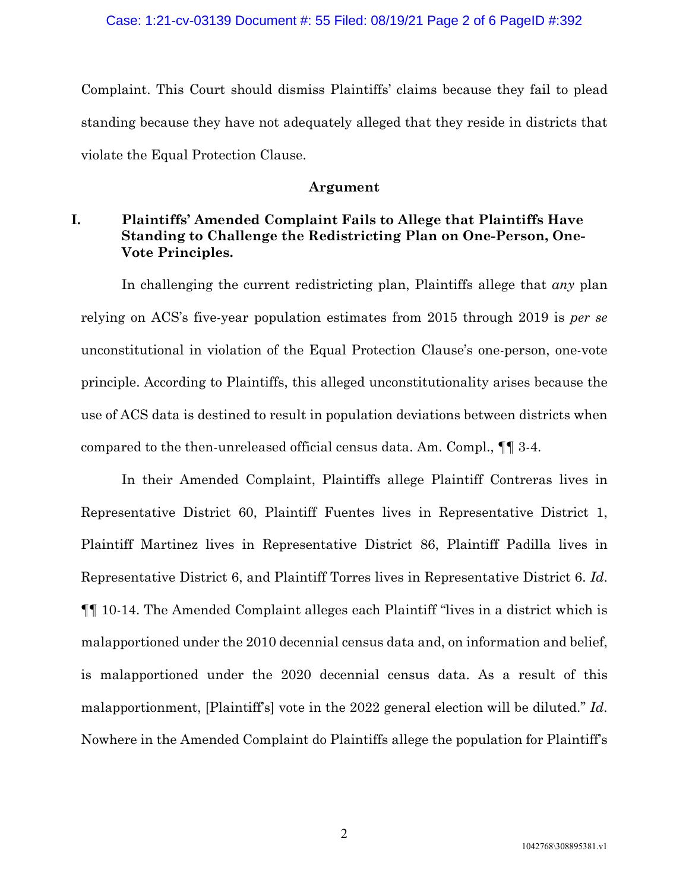Complaint. This Court should dismiss Plaintiffs' claims because they fail to plead standing because they have not adequately alleged that they reside in districts that violate the Equal Protection Clause.

## Argument

### I. Plaintiffs' Amended Complaint Fails to Allege that Plaintiffs Have Standing to Challenge the Redistricting Plan on One-Person, One-Vote Principles.

In challenging the current redistricting plan, Plaintiffs allege that *any* plan relying on ACS's five-year population estimates from 2015 through 2019 is *per se* unconstitutional in violation of the Equal Protection Clause's one-person, one-vote principle. According to Plaintiffs, this alleged unconstitutionality arises because the use of ACS data is destined to result in population deviations between districts when compared to the then-unreleased official census data. Am. Compl., ¶¶ 3-4.

In their Amended Complaint, Plaintiffs allege Plaintiff Contreras lives in Representative District 60, Plaintiff Fuentes lives in Representative District 1, Plaintiff Martinez lives in Representative District 86, Plaintiff Padilla lives in Representative District 6, and Plaintiff Torres lives in Representative District 6. *Id.* ¶¶ 10-14. The Amended Complaint alleges each Plaintiff "lives in a district which is malapportioned under the 2010 decennial census data and, on information and belief, is malapportioned under the 2020 decennial census data. As a result of this malapportionment, [Plaintiff's] vote in the 2022 general election will be diluted." *Id.* Nowhere in the Amended Complaint do Plaintiffs allege the population for Plaintiff's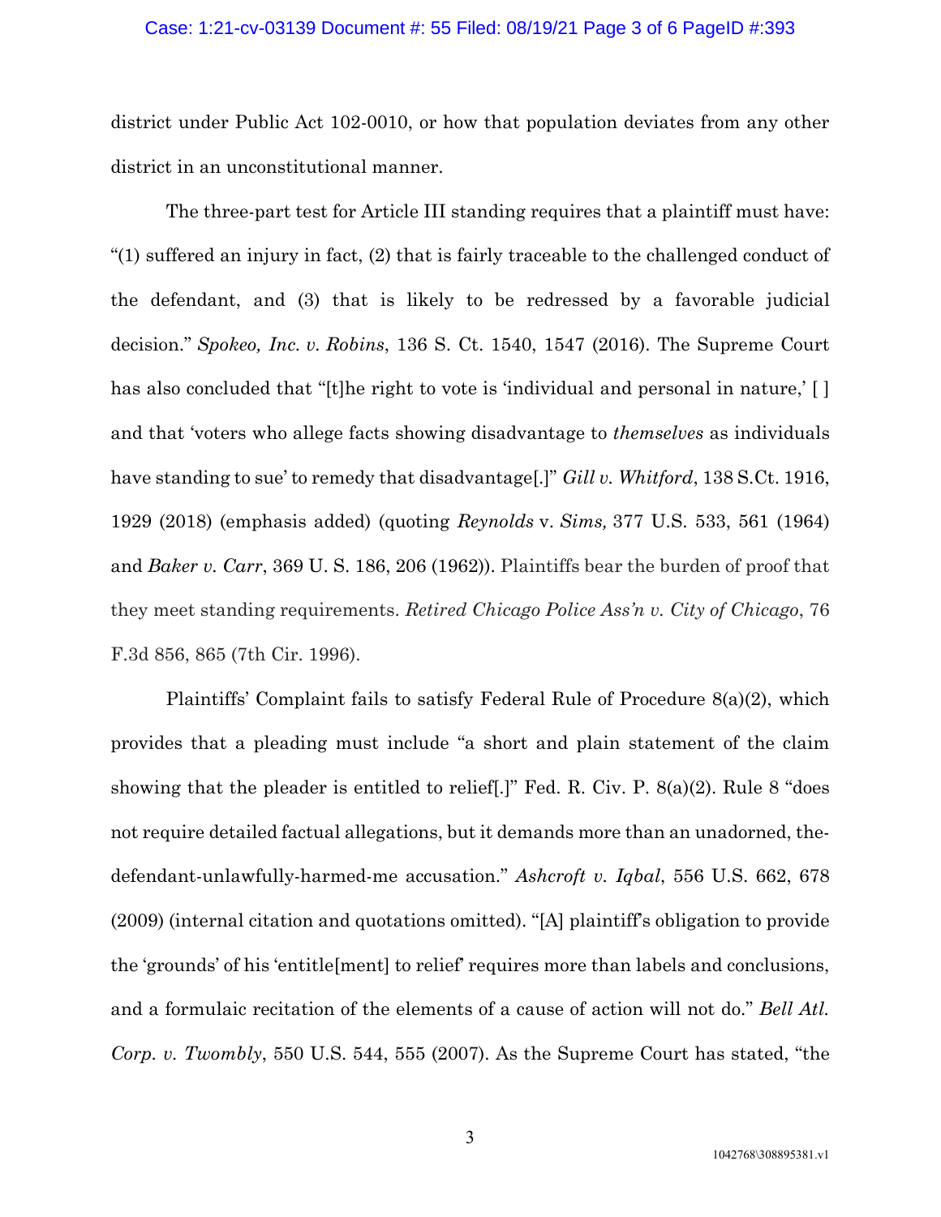district under Public Act 102-0010, or how that population deviates from any other district in an unconstitutional manner.

The three-part test for Article III standing requires that a plaintiff must have: "(1) suffered an injury in fact, (2) that is fairly traceable to the challenged conduct of the defendant, and (3) that is likely to be redressed by a favorable judicial decision." *Spokeo, Inc. v. Robins*, 136 S. Ct. 1540, 1547 (2016). The Supreme Court has also concluded that "[t]he right to vote is 'individual and personal in nature,' [ ] and that 'voters who allege facts showing disadvantage to *themselves* as individuals have standing to sue' to remedy that disadvantage[.]" *Gill v. Whitford*, 138 S.Ct. 1916, 1929 (2018) (emphasis added) (quoting *Reynolds* v. *Sims,* 377 U.S. 533, 561 (1964) and *Baker v. Carr*, 369 U. S. 186, 206 (1962)). Plaintiffs bear the burden of proof that they meet standing requirements. *Retired Chicago Police Ass'n v. City of Chicago*, 76 F.3d 856, 865 (7th Cir. 1996).

Plaintiffs' Complaint fails to satisfy Federal Rule of Procedure 8(a)(2), which provides that a pleading must include "a short and plain statement of the claim showing that the pleader is entitled to relief[.]" Fed. R. Civ. P. 8(a)(2). Rule 8 "does not require detailed factual allegations, but it demands more than an unadorned, the-defendant-unlawfully-harmed-me accusation." *Ashcroft v. Iqbal*, 556 U.S. 662, 678 (2009) (internal citation and quotations omitted). "[A] plaintiff's obligation to provide the 'grounds' of his 'entitle[ment] to relief' requires more than labels and conclusions, and a formulaic recitation of the elements of a cause of action will not do." *Bell Atl. Corp. v. Twombly*, 550 U.S. 544, 555 (2007). As the Supreme Court has stated, "the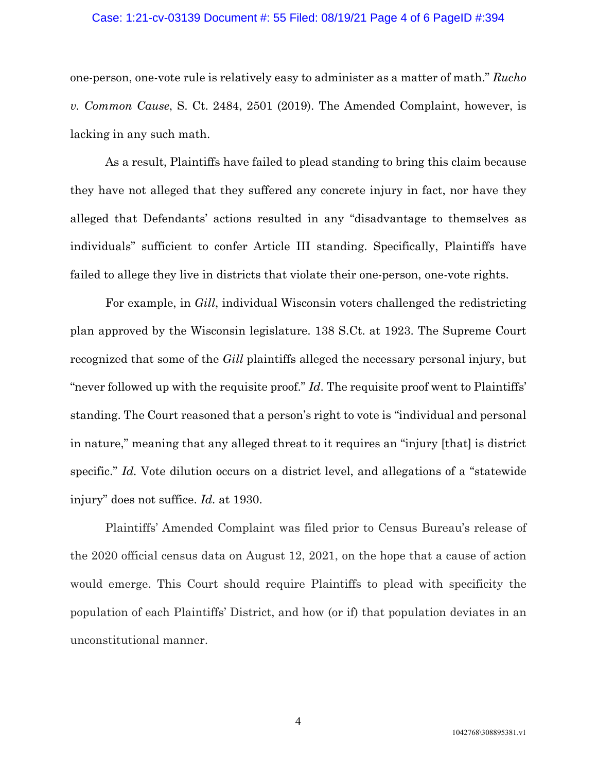one-person, one-vote rule is relatively easy to administer as a matter of math." *Rucho v. Common Cause*, S. Ct. 2484, 2501 (2019). The Amended Complaint, however, is lacking in any such math.

As a result, Plaintiffs have failed to plead standing to bring this claim because they have not alleged that they suffered any concrete injury in fact, nor have they alleged that Defendants' actions resulted in any "disadvantage to themselves as individuals" sufficient to confer Article III standing. Specifically, Plaintiffs have failed to allege they live in districts that violate their one-person, one-vote rights.

For example, in *Gill*, individual Wisconsin voters challenged the redistricting plan approved by the Wisconsin legislature. 138 S.Ct. at 1923. The Supreme Court recognized that some of the *Gill* plaintiffs alleged the necessary personal injury, but "never followed up with the requisite proof." *Id*. The requisite proof went to Plaintiffs' standing. The Court reasoned that a person's right to vote is "individual and personal in nature," meaning that any alleged threat to it requires an "injury [that] is district specific." *Id.* Vote dilution occurs on a district level, and allegations of a "statewide injury" does not suffice. *Id.* at 1930.

Plaintiffs' Amended Complaint was filed prior to Census Bureau's release of the 2020 official census data on August 12, 2021, on the hope that a cause of action would emerge. This Court should require Plaintiffs to plead with specificity the population of each Plaintiffs' District, and how (or if) that population deviates in an unconstitutional manner.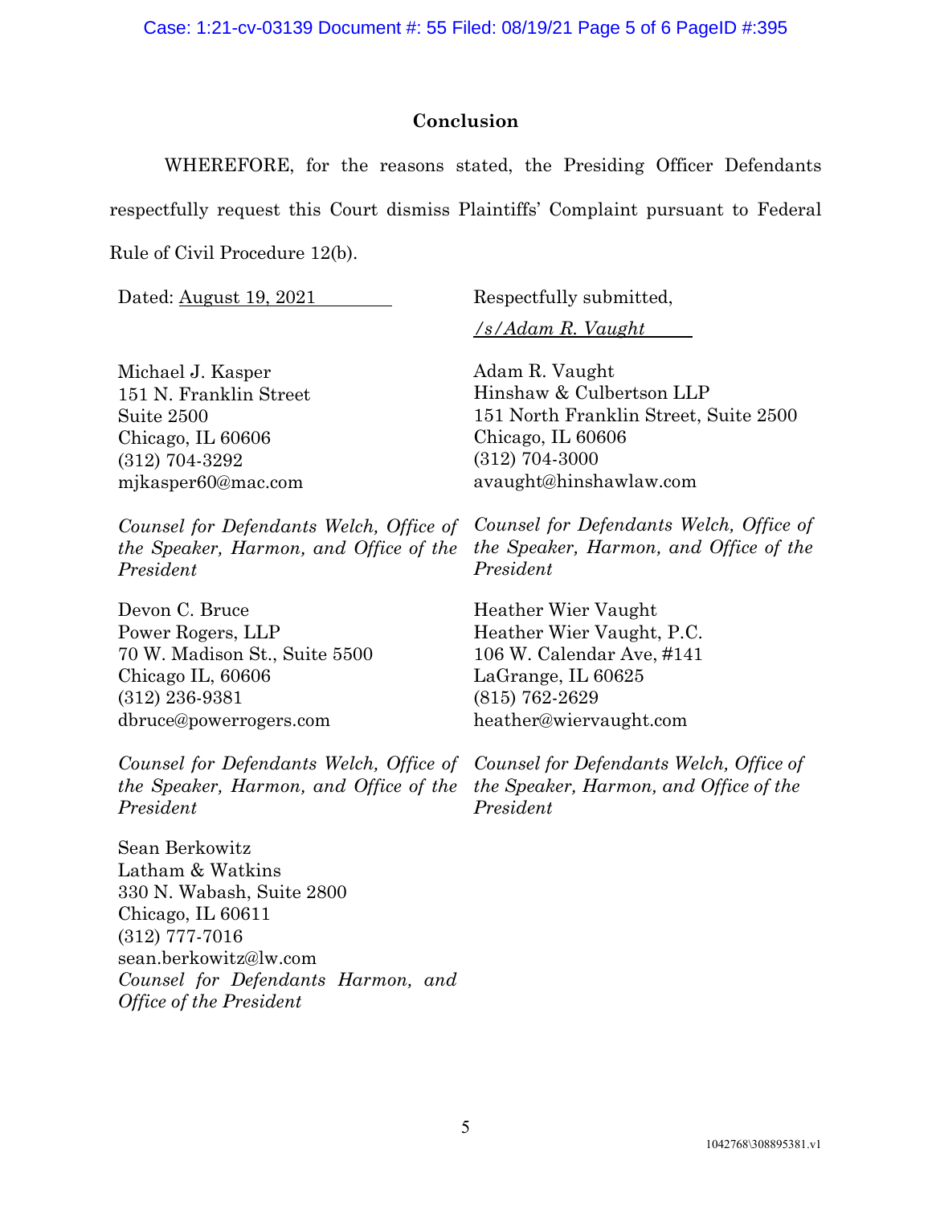## Conclusion

WHEREFORE, for the reasons stated, the Presiding Officer Defendants respectfully request this Court dismiss Plaintiffs' Complaint pursuant to Federal Rule of Civil Procedure 12(b).

Dated: August 19, 2021

Respectfully submitted,

*/s/Adam R. Vaught*

Michael J. Kasper
151 N. Franklin Street
Suite 2500
Chicago, IL 60606
(312) 704-3292
mjkasper60@mac.com

*Counsel for Defendants Welch, Office of the Speaker, Harmon, and Office of the President*

Adam R. Vaught
Hinshaw & Culbertson LLP
151 North Franklin Street, Suite 2500
Chicago, IL 60606
(312) 704-3000
avaught@hinshawlaw.com

*Counsel for Defendants Welch, Office of the Speaker, Harmon, and Office of the President*

Devon C. Bruce
Power Rogers, LLP
70 W. Madison St., Suite 5500
Chicago IL, 60606
(312) 236-9381
dbruce@powerrogers.com

*Counsel for Defendants Welch, Office of the Speaker, Harmon, and Office of the President*

Heather Wier Vaught
Heather Wier Vaught, P.C.
106 W. Calendar Ave, #141
LaGrange, IL 60625
(815) 762-2629
heather@wiervaught.com

*Counsel for Defendants Welch, Office of the Speaker, Harmon, and Office of the President*

Sean Berkowitz
Latham & Watkins
330 N. Wabash, Suite 2800
Chicago, IL 60611
(312) 777-7016
sean.berkowitz@lw.com
*Counsel for Defendants Harmon, and Office of the President*

1042768\308895381.v1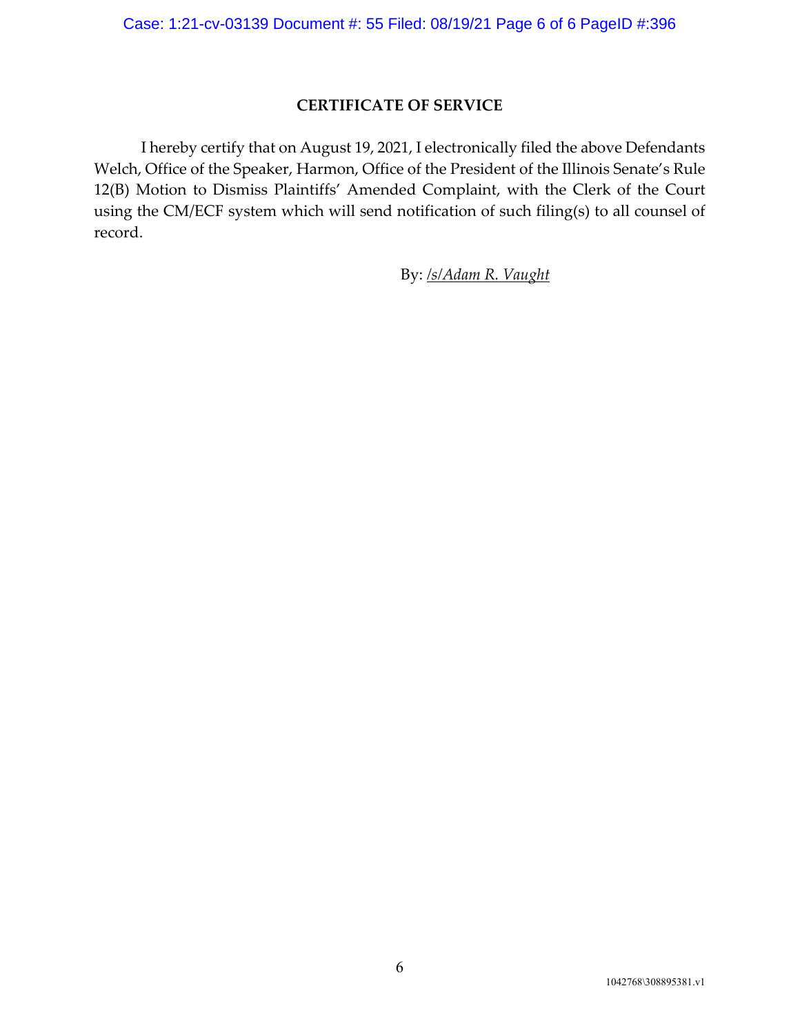**CERTIFICATE OF SERVICE**

I hereby certify that on August 19, 2021, I electronically filed the above Defendants Welch, Office of the Speaker, Harmon, Office of the President of the Illinois Senate's Rule 12(B) Motion to Dismiss Plaintiffs' Amended Complaint, with the Clerk of the Court using the CM/ECF system which will send notification of such filing(s) to all counsel of record.

By: /s/*Adam R. Vaught*

1042768\308895381.v1